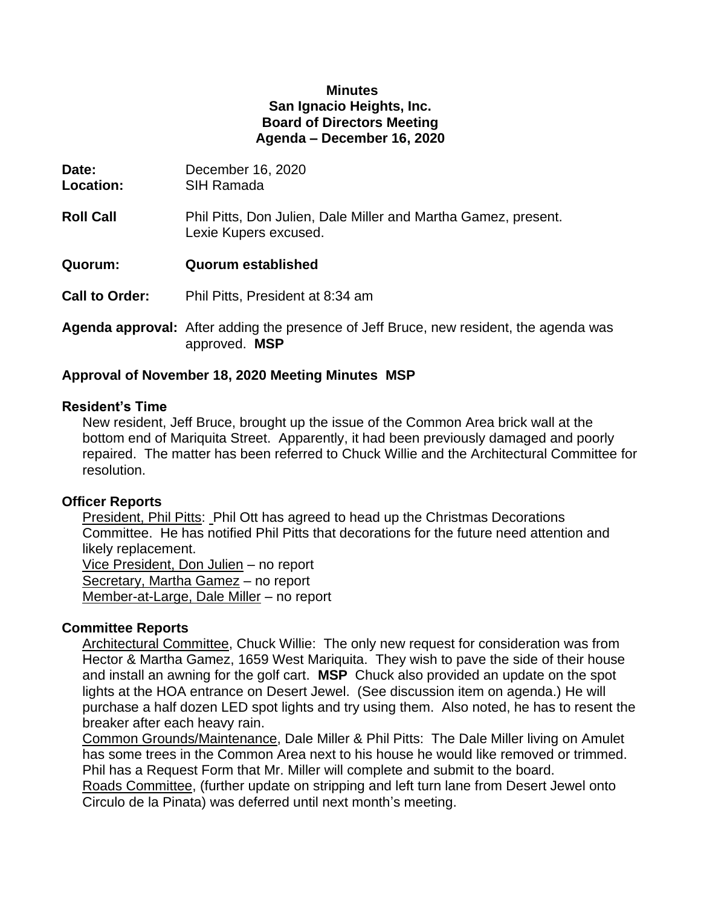**Minutes**
**San Ignacio Heights, Inc.**
**Board of Directors Meeting**
**Agenda – December 16, 2020**

**Date:** December 16, 2020
**Location:** SIH Ramada

**Roll Call** Phil Pitts, Don Julien, Dale Miller and Martha Gamez, present. Lexie Kupers excused.

**Quorum:** **Quorum established**

**Call to Order:** Phil Pitts, President at 8:34 am

**Agenda approval:** After adding the presence of Jeff Bruce, new resident, the agenda was approved. **MSP**

**Approval of November 18, 2020 Meeting Minutes MSP**

**Resident's Time**

New resident, Jeff Bruce, brought up the issue of the Common Area brick wall at the bottom end of Mariquita Street. Apparently, it had been previously damaged and poorly repaired. The matter has been referred to Chuck Willie and the Architectural Committee for resolution.

**Officer Reports**

President, Phil Pitts: Phil Ott has agreed to head up the Christmas Decorations Committee. He has notified Phil Pitts that decorations for the future need attention and likely replacement.
Vice President, Don Julien – no report
Secretary, Martha Gamez – no report
Member-at-Large, Dale Miller – no report

**Committee Reports**

Architectural Committee, Chuck Willie: The only new request for consideration was from Hector & Martha Gamez, 1659 West Mariquita. They wish to pave the side of their house and install an awning for the golf cart. **MSP** Chuck also provided an update on the spot lights at the HOA entrance on Desert Jewel. (See discussion item on agenda.) He will purchase a half dozen LED spot lights and try using them. Also noted, he has to resent the breaker after each heavy rain.
Common Grounds/Maintenance, Dale Miller & Phil Pitts: The Dale Miller living on Amulet has some trees in the Common Area next to his house he would like removed or trimmed. Phil has a Request Form that Mr. Miller will complete and submit to the board.
Roads Committee, (further update on stripping and left turn lane from Desert Jewel onto Circulo de la Pinata) was deferred until next month's meeting.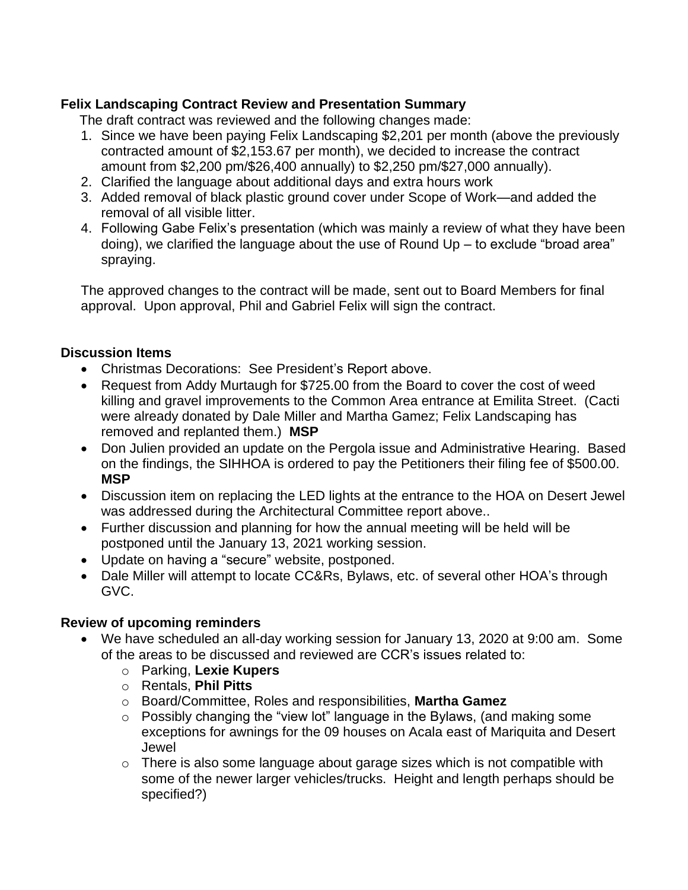**Felix Landscaping Contract Review and Presentation Summary**

The draft contract was reviewed and the following changes made:

1. Since we have been paying Felix Landscaping $2,201 per month (above the previously contracted amount of $2,153.67 per month), we decided to increase the contract amount from $2,200 pm/$26,400 annually) to $2,250 pm/$27,000 annually).
2. Clarified the language about additional days and extra hours work
3. Added removal of black plastic ground cover under Scope of Work—and added the removal of all visible litter.
4. Following Gabe Felix's presentation (which was mainly a review of what they have been doing), we clarified the language about the use of Round Up – to exclude "broad area" spraying.

The approved changes to the contract will be made, sent out to Board Members for final approval. Upon approval, Phil and Gabriel Felix will sign the contract.

**Discussion Items**

- Christmas Decorations: See President's Report above.
- Request from Addy Murtaugh for $725.00 from the Board to cover the cost of weed killing and gravel improvements to the Common Area entrance at Emilita Street. (Cacti were already donated by Dale Miller and Martha Gamez; Felix Landscaping has removed and replanted them.) **MSP**
- Don Julien provided an update on the Pergola issue and Administrative Hearing. Based on the findings, the SIHHOA is ordered to pay the Petitioners their filing fee of $500.00. **MSP**
- Discussion item on replacing the LED lights at the entrance to the HOA on Desert Jewel was addressed during the Architectural Committee report above..
- Further discussion and planning for how the annual meeting will be held will be postponed until the January 13, 2021 working session.
- Update on having a "secure" website, postponed.
- Dale Miller will attempt to locate CC&Rs, Bylaws, etc. of several other HOA's through GVC.

**Review of upcoming reminders**

- We have scheduled an all-day working session for January 13, 2020 at 9:00 am. Some of the areas to be discussed and reviewed are CCR's issues related to:
  - Parking, **Lexie Kupers**
  - Rentals, **Phil Pitts**
  - Board/Committee, Roles and responsibilities, **Martha Gamez**
  - Possibly changing the "view lot" language in the Bylaws, (and making some exceptions for awnings for the 09 houses on Acala east of Mariquita and Desert Jewel
  - There is also some language about garage sizes which is not compatible with some of the newer larger vehicles/trucks. Height and length perhaps should be specified?)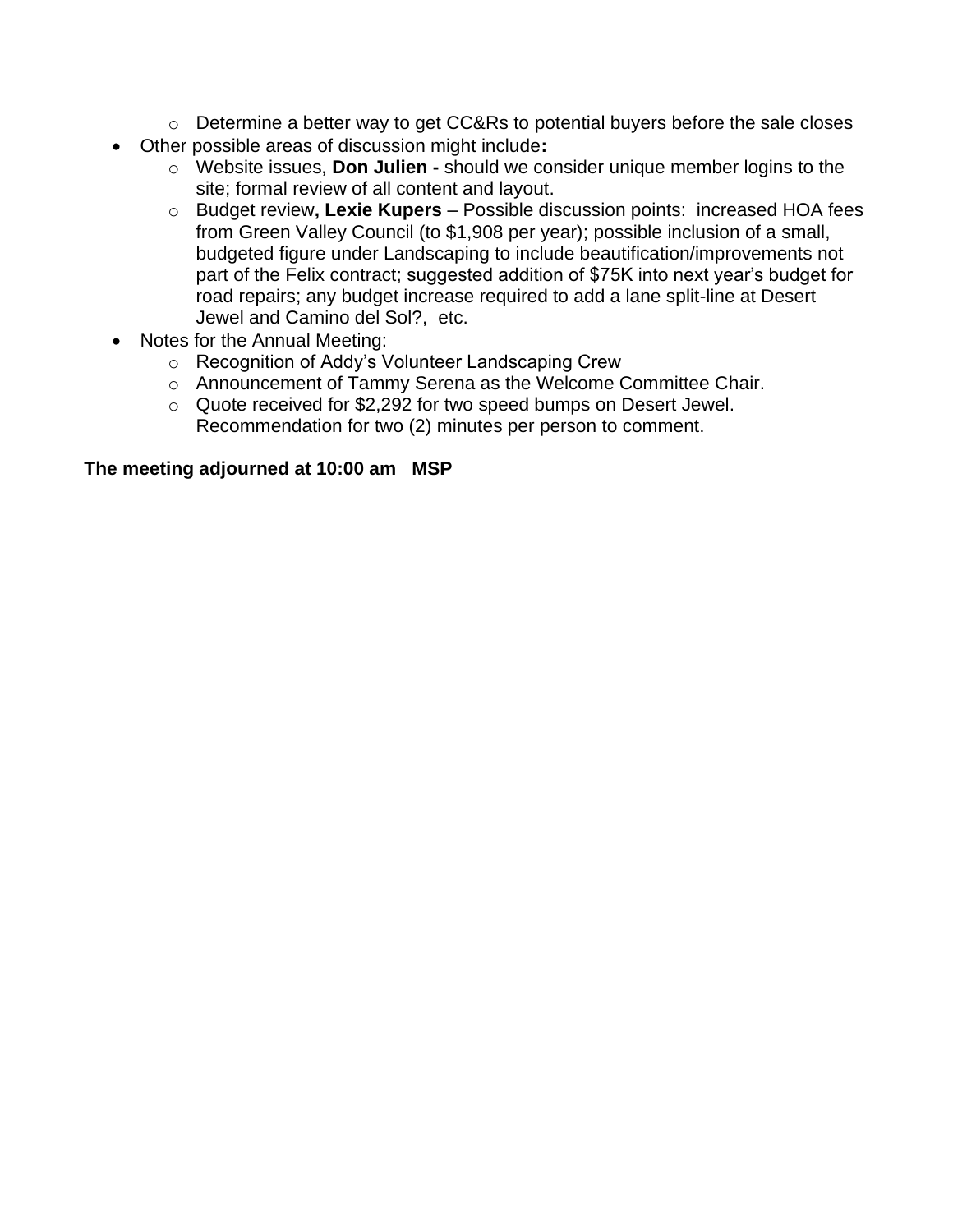- Determine a better way to get CC&Rs to potential buyers before the sale closes
- Other possible areas of discussion might include**:**
  - Website issues, **Don Julien -** should we consider unique member logins to the site; formal review of all content and layout.
  - Budget review**, Lexie Kupers** – Possible discussion points: increased HOA fees from Green Valley Council (to $1,908 per year); possible inclusion of a small, budgeted figure under Landscaping to include beautification/improvements not part of the Felix contract; suggested addition of $75K into next year's budget for road repairs; any budget increase required to add a lane split-line at Desert Jewel and Camino del Sol?, etc.
- Notes for the Annual Meeting:
  - Recognition of Addy's Volunteer Landscaping Crew
  - Announcement of Tammy Serena as the Welcome Committee Chair.
  - Quote received for $2,292 for two speed bumps on Desert Jewel. Recommendation for two (2) minutes per person to comment.

**The meeting adjourned at 10:00 am MSP**